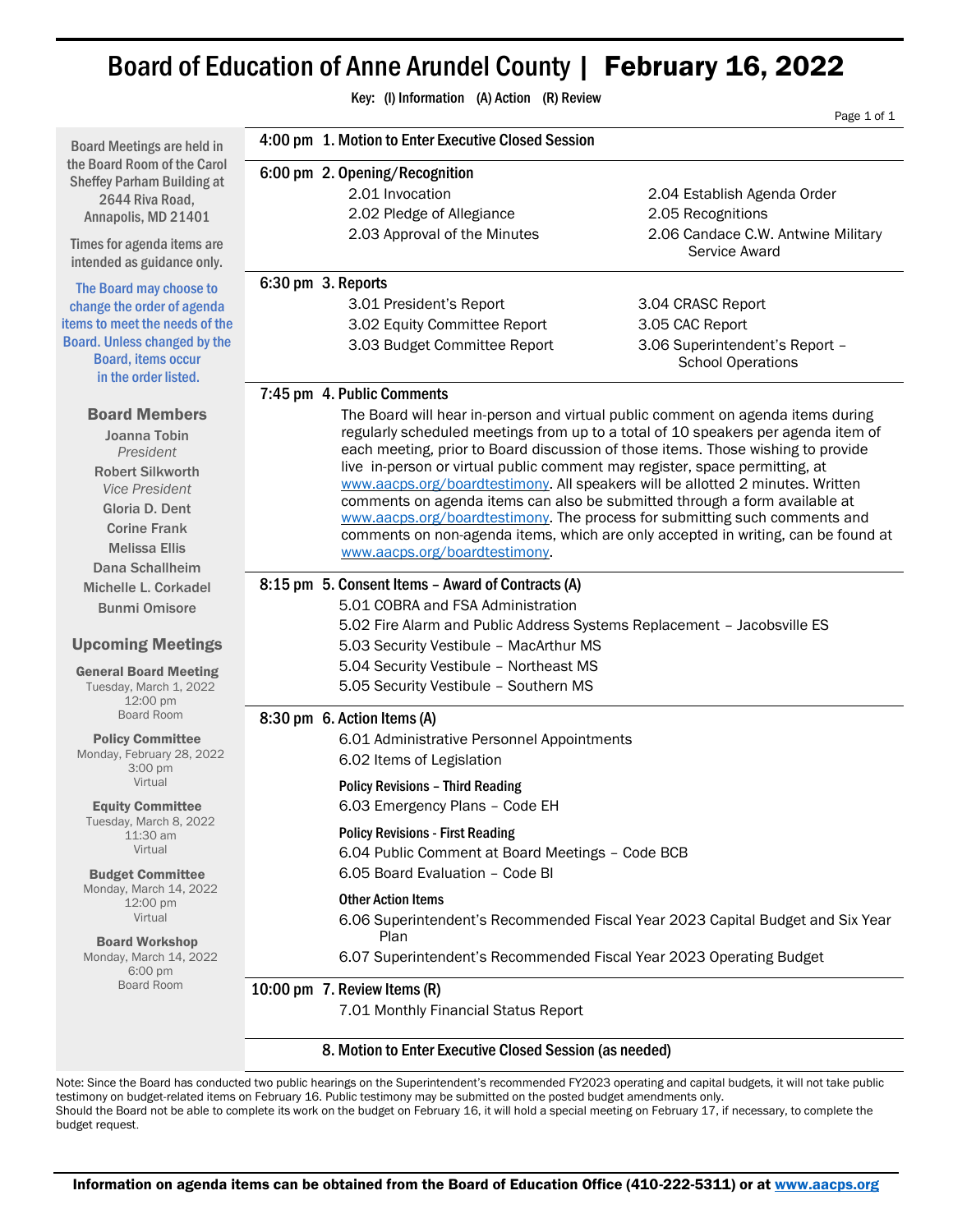# Board of Education of Anne Arundel County | February 16, 2022

**Key: (I) Information (A) Action (R) Review**

Board Meetings are held in the Board Room of the Carol Sheffey Parham Building at 2644 Riva Road, Annapolis, MD 21401

Times for agenda items are intended as guidance only.

The Board may choose to change the order of agenda items to meet the needs of the Board. Unless changed by the Board, items occur in the order listed.

### Board Members

Joanna Tobin
*President*

Robert Silkworth
*Vice President*

Gloria D. Dent

Corine Frank

Melissa Ellis

Dana Schallheim

Michelle L. Corkadel

Bunmi Omisore

### Upcoming Meetings

**General Board Meeting**
Tuesday, March 1, 2022
12:00 pm
Board Room

**Policy Committee**
Monday, February 28, 2022
3:00 pm
Virtual

**Equity Committee**
Tuesday, March 8, 2022
11:30 am
Virtual

**Budget Committee**
Monday, March 14, 2022
12:00 pm
Virtual

**Board Workshop**
Monday, March 14, 2022
6:00 pm
Board Room

---

**4:00 pm 1. Motion to Enter Executive Closed Session**

**6:00 pm 2. Opening/Recognition**

- 2.01 Invocation
- 2.02 Pledge of Allegiance
- 2.03 Approval of the Minutes
- 2.04 Establish Agenda Order
- 2.05 Recognitions
- 2.06 Candace C.W. Antwine Military Service Award

**6:30 pm 3. Reports**

- 3.01 President's Report
- 3.02 Equity Committee Report
- 3.03 Budget Committee Report
- 3.04 CRASC Report
- 3.05 CAC Report
- 3.06 Superintendent's Report – School Operations

**7:45 pm 4. Public Comments**

The Board will hear in-person and virtual public comment on agenda items during regularly scheduled meetings from up to a total of 10 speakers per agenda item of each meeting, prior to Board discussion of those items. Those wishing to provide live in-person or virtual public comment may register, space permitting, at www.aacps.org/boardtestimony. All speakers will be allotted 2 minutes. Written comments on agenda items can also be submitted through a form available at www.aacps.org/boardtestimony. The process for submitting such comments and comments on non-agenda items, which are only accepted in writing, can be found at www.aacps.org/boardtestimony.

**8:15 pm 5. Consent Items – Award of Contracts (A)**

- 5.01 COBRA and FSA Administration
- 5.02 Fire Alarm and Public Address Systems Replacement – Jacobsville ES
- 5.03 Security Vestibule – MacArthur MS
- 5.04 Security Vestibule – Northeast MS
- 5.05 Security Vestibule – Southern MS

**8:30 pm 6. Action Items (A)**

- 6.01 Administrative Personnel Appointments
- 6.02 Items of Legislation

**Policy Revisions – Third Reading**

- 6.03 Emergency Plans – Code EH

**Policy Revisions - First Reading**

- 6.04 Public Comment at Board Meetings – Code BCB
- 6.05 Board Evaluation – Code BI

**Other Action Items**

- 6.06 Superintendent's Recommended Fiscal Year 2023 Capital Budget and Six Year Plan
- 6.07 Superintendent's Recommended Fiscal Year 2023 Operating Budget

**10:00 pm 7. Review Items (R)**

- 7.01 Monthly Financial Status Report

**8. Motion to Enter Executive Closed Session (as needed)**

Note: Since the Board has conducted two public hearings on the Superintendent's recommended FY2023 operating and capital budgets, it will not take public testimony on budget-related items on February 16. Public testimony may be submitted on the posted budget amendments only.
Should the Board not be able to complete its work on the budget on February 16, it will hold a special meeting on February 17, if necessary, to complete the budget request.

**Information on agenda items can be obtained from the Board of Education Office (410-222-5311) or at www.aacps.org**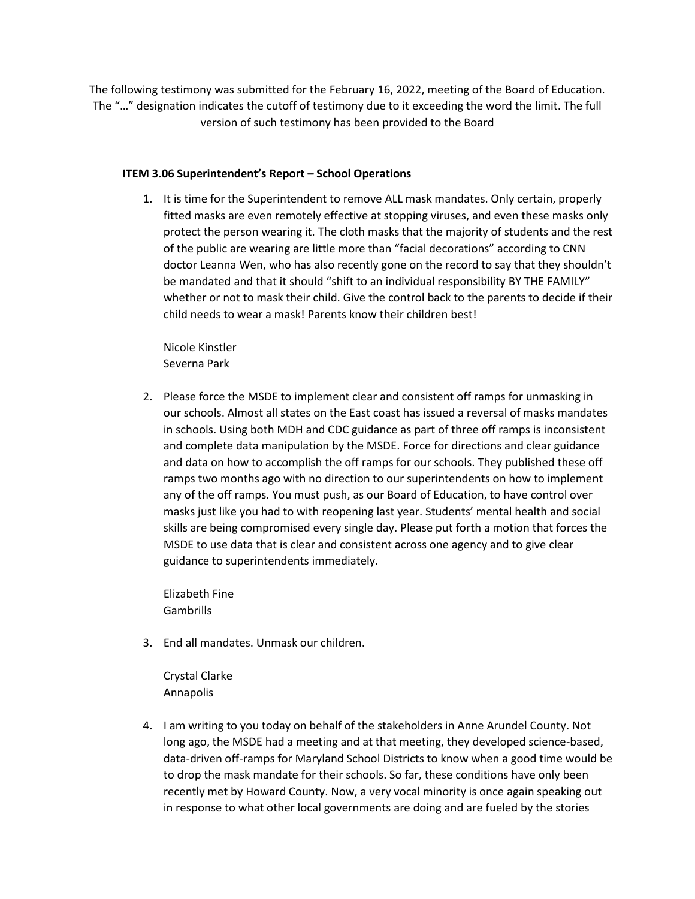The following testimony was submitted for the February 16, 2022, meeting of the Board of Education. The "…" designation indicates the cutoff of testimony due to it exceeding the word the limit. The full version of such testimony has been provided to the Board

**ITEM 3.06 Superintendent's Report – School Operations**

1. It is time for the Superintendent to remove ALL mask mandates. Only certain, properly fitted masks are even remotely effective at stopping viruses, and even these masks only protect the person wearing it. The cloth masks that the majority of students and the rest of the public are wearing are little more than "facial decorations" according to CNN doctor Leanna Wen, who has also recently gone on the record to say that they shouldn't be mandated and that it should "shift to an individual responsibility BY THE FAMILY" whether or not to mask their child. Give the control back to the parents to decide if their child needs to wear a mask! Parents know their children best!

   Nicole Kinstler
   Severna Park

2. Please force the MSDE to implement clear and consistent off ramps for unmasking in our schools. Almost all states on the East coast has issued a reversal of masks mandates in schools. Using both MDH and CDC guidance as part of three off ramps is inconsistent and complete data manipulation by the MSDE. Force for directions and clear guidance and data on how to accomplish the off ramps for our schools. They published these off ramps two months ago with no direction to our superintendents on how to implement any of the off ramps. You must push, as our Board of Education, to have control over masks just like you had to with reopening last year. Students' mental health and social skills are being compromised every single day. Please put forth a motion that forces the MSDE to use data that is clear and consistent across one agency and to give clear guidance to superintendents immediately.

   Elizabeth Fine
   Gambrills

3. End all mandates. Unmask our children.

   Crystal Clarke
   Annapolis

4. I am writing to you today on behalf of the stakeholders in Anne Arundel County. Not long ago, the MSDE had a meeting and at that meeting, they developed science-based, data-driven off-ramps for Maryland School Districts to know when a good time would be to drop the mask mandate for their schools. So far, these conditions have only been recently met by Howard County. Now, a very vocal minority is once again speaking out in response to what other local governments are doing and are fueled by the stories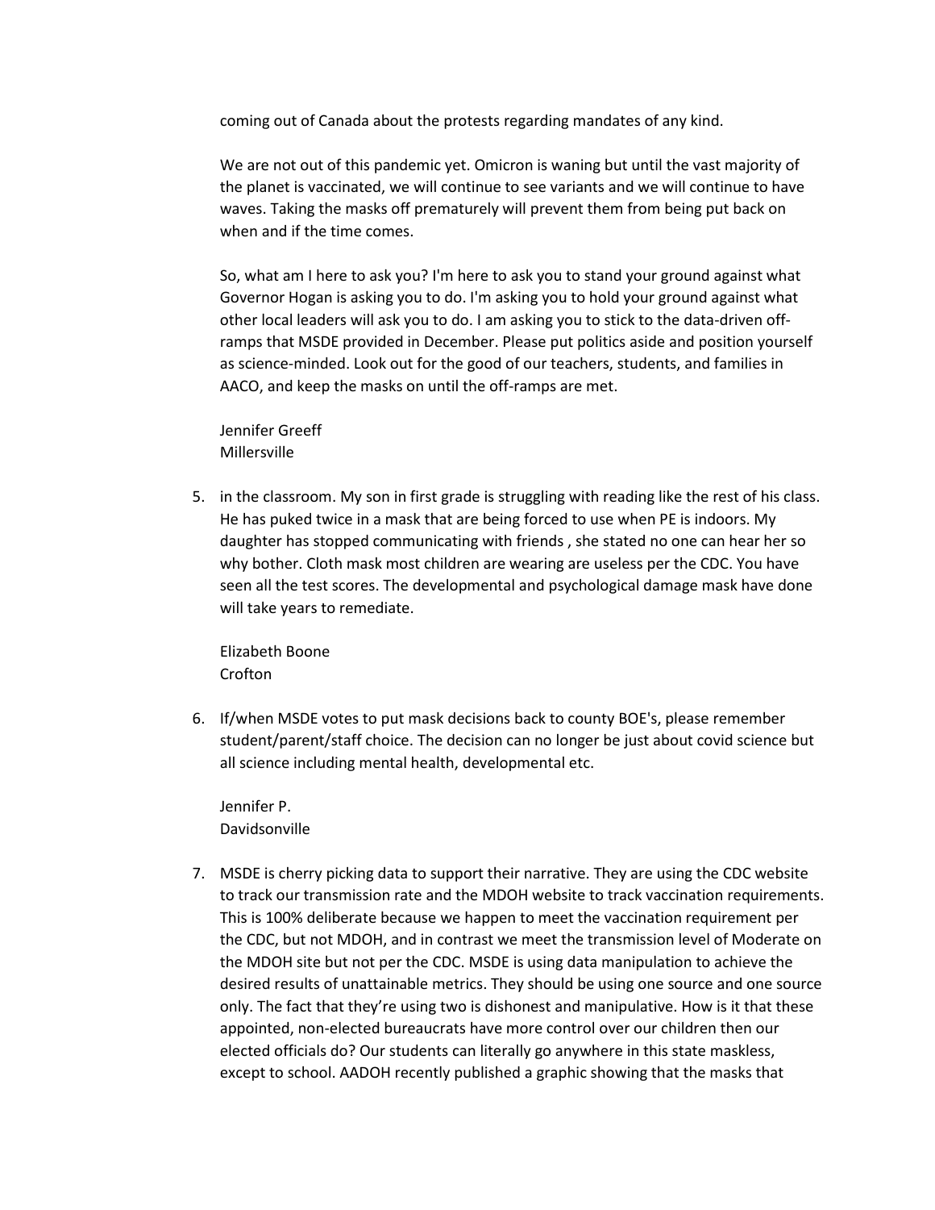coming out of Canada about the protests regarding mandates of any kind.

We are not out of this pandemic yet. Omicron is waning but until the vast majority of the planet is vaccinated, we will continue to see variants and we will continue to have waves. Taking the masks off prematurely will prevent them from being put back on when and if the time comes.

So, what am I here to ask you? I'm here to ask you to stand your ground against what Governor Hogan is asking you to do. I'm asking you to hold your ground against what other local leaders will ask you to do. I am asking you to stick to the data-driven off-ramps that MSDE provided in December. Please put politics aside and position yourself as science-minded. Look out for the good of our teachers, students, and families in AACO, and keep the masks on until the off-ramps are met.

Jennifer Greeff
Millersville

5. in the classroom. My son in first grade is struggling with reading like the rest of his class. He has puked twice in a mask that are being forced to use when PE is indoors. My daughter has stopped communicating with friends , she stated no one can hear her so why bother. Cloth mask most children are wearing are useless per the CDC. You have seen all the test scores. The developmental and psychological damage mask have done will take years to remediate.

   Elizabeth Boone
   Crofton

6. If/when MSDE votes to put mask decisions back to county BOE's, please remember student/parent/staff choice. The decision can no longer be just about covid science but all science including mental health, developmental etc.

   Jennifer P.
   Davidsonville

7. MSDE is cherry picking data to support their narrative. They are using the CDC website to track our transmission rate and the MDOH website to track vaccination requirements. This is 100% deliberate because we happen to meet the vaccination requirement per the CDC, but not MDOH, and in contrast we meet the transmission level of Moderate on the MDOH site but not per the CDC. MSDE is using data manipulation to achieve the desired results of unattainable metrics. They should be using one source and one source only. The fact that they're using two is dishonest and manipulative. How is it that these appointed, non-elected bureaucrats have more control over our children then our elected officials do? Our students can literally go anywhere in this state maskless, except to school. AADOH recently published a graphic showing that the masks that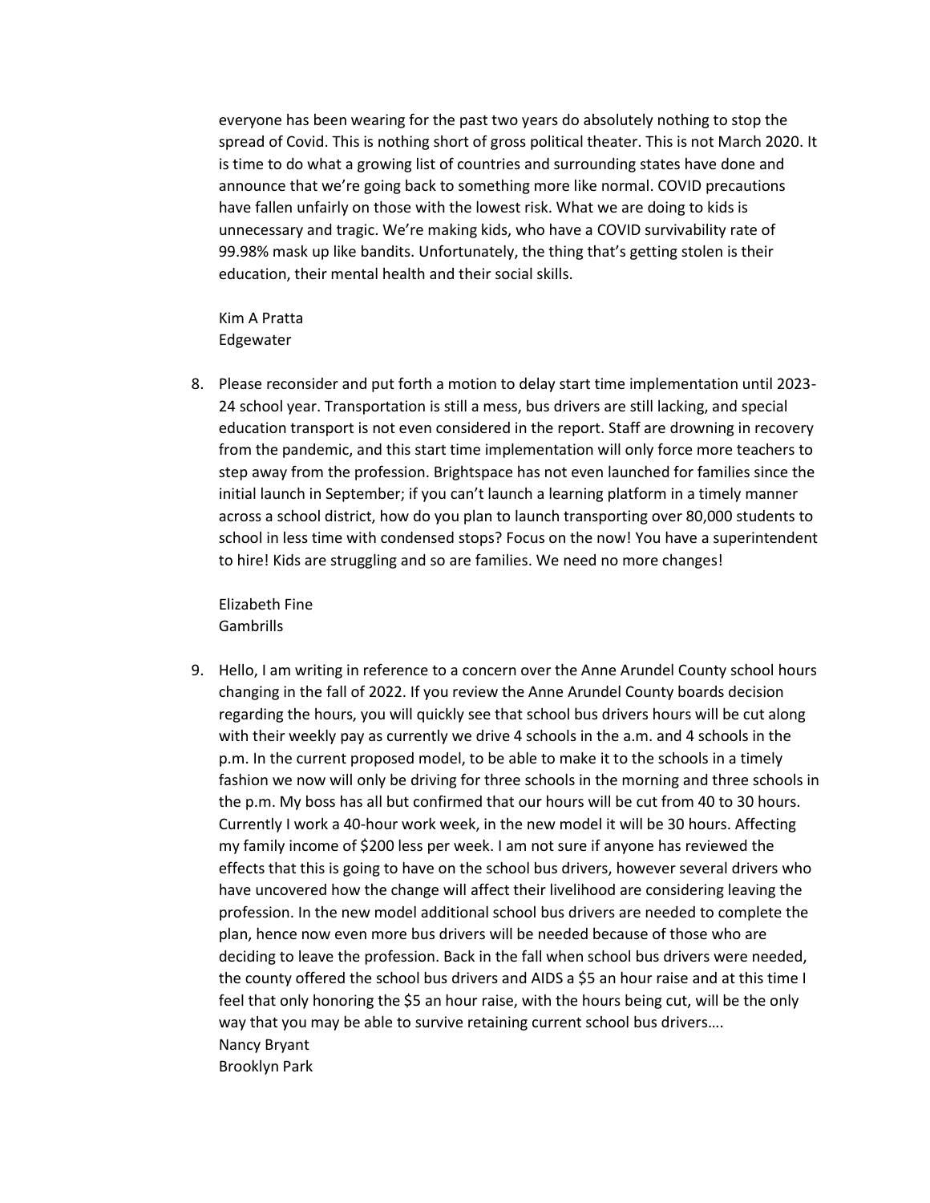everyone has been wearing for the past two years do absolutely nothing to stop the spread of Covid. This is nothing short of gross political theater. This is not March 2020. It is time to do what a growing list of countries and surrounding states have done and announce that we're going back to something more like normal. COVID precautions have fallen unfairly on those with the lowest risk. What we are doing to kids is unnecessary and tragic. We're making kids, who have a COVID survivability rate of 99.98% mask up like bandits. Unfortunately, the thing that's getting stolen is their education, their mental health and their social skills.

Kim A Pratta
Edgewater

8. Please reconsider and put forth a motion to delay start time implementation until 2023-24 school year. Transportation is still a mess, bus drivers are still lacking, and special education transport is not even considered in the report. Staff are drowning in recovery from the pandemic, and this start time implementation will only force more teachers to step away from the profession. Brightspace has not even launched for families since the initial launch in September; if you can't launch a learning platform in a timely manner across a school district, how do you plan to launch transporting over 80,000 students to school in less time with condensed stops? Focus on the now! You have a superintendent to hire! Kids are struggling and so are families. We need no more changes!

   Elizabeth Fine
   Gambrills

9. Hello, I am writing in reference to a concern over the Anne Arundel County school hours changing in the fall of 2022. If you review the Anne Arundel County boards decision regarding the hours, you will quickly see that school bus drivers hours will be cut along with their weekly pay as currently we drive 4 schools in the a.m. and 4 schools in the p.m. In the current proposed model, to be able to make it to the schools in a timely fashion we now will only be driving for three schools in the morning and three schools in the p.m. My boss has all but confirmed that our hours will be cut from 40 to 30 hours. Currently I work a 40-hour work week, in the new model it will be 30 hours. Affecting my family income of $200 less per week. I am not sure if anyone has reviewed the effects that this is going to have on the school bus drivers, however several drivers who have uncovered how the change will affect their livelihood are considering leaving the profession. In the new model additional school bus drivers are needed to complete the plan, hence now even more bus drivers will be needed because of those who are deciding to leave the profession. Back in the fall when school bus drivers were needed, the county offered the school bus drivers and AIDS a $5 an hour raise and at this time I feel that only honoring the $5 an hour raise, with the hours being cut, will be the only way that you may be able to survive retaining current school bus drivers….
   Nancy Bryant
   Brooklyn Park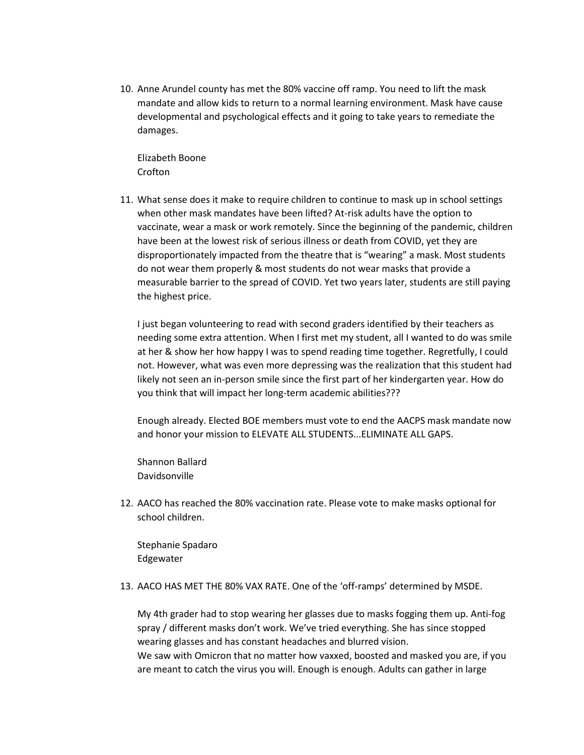10. Anne Arundel county has met the 80% vaccine off ramp. You need to lift the mask mandate and allow kids to return to a normal learning environment. Mask have cause developmental and psychological effects and it going to take years to remediate the damages.

    Elizabeth Boone
    Crofton

11. What sense does it make to require children to continue to mask up in school settings when other mask mandates have been lifted? At-risk adults have the option to vaccinate, wear a mask or work remotely. Since the beginning of the pandemic, children have been at the lowest risk of serious illness or death from COVID, yet they are disproportionately impacted from the theatre that is "wearing" a mask. Most students do not wear them properly & most students do not wear masks that provide a measurable barrier to the spread of COVID. Yet two years later, students are still paying the highest price.

    I just began volunteering to read with second graders identified by their teachers as needing some extra attention. When I first met my student, all I wanted to do was smile at her & show her how happy I was to spend reading time together. Regretfully, I could not. However, what was even more depressing was the realization that this student had likely not seen an in-person smile since the first part of her kindergarten year. How do you think that will impact her long-term academic abilities???

    Enough already. Elected BOE members must vote to end the AACPS mask mandate now and honor your mission to ELEVATE ALL STUDENTS...ELIMINATE ALL GAPS.

    Shannon Ballard
    Davidsonville

12. AACO has reached the 80% vaccination rate. Please vote to make masks optional for school children.

    Stephanie Spadaro
    Edgewater

13. AACO HAS MET THE 80% VAX RATE. One of the 'off-ramps' determined by MSDE.

    My 4th grader had to stop wearing her glasses due to masks fogging them up. Anti-fog spray / different masks don't work. We've tried everything. She has since stopped wearing glasses and has constant headaches and blurred vision.
    We saw with Omicron that no matter how vaxxed, boosted and masked you are, if you are meant to catch the virus you will. Enough is enough. Adults can gather in large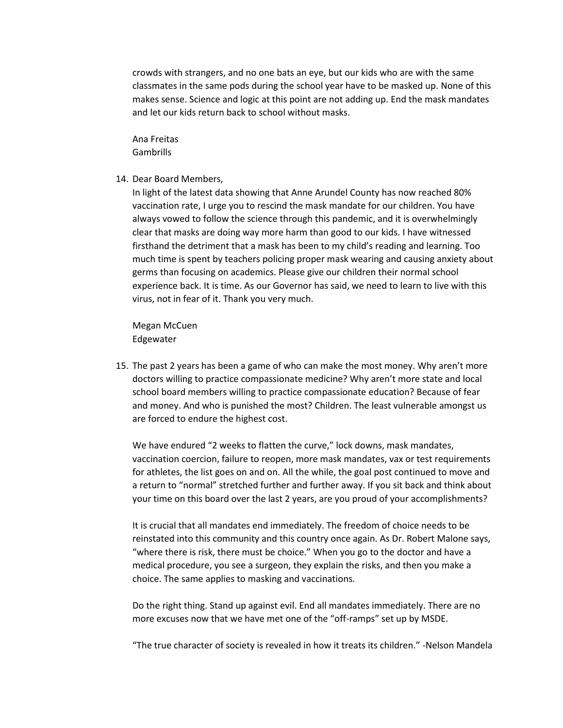crowds with strangers, and no one bats an eye, but our kids who are with the same classmates in the same pods during the school year have to be masked up. None of this makes sense. Science and logic at this point are not adding up. End the mask mandates and let our kids return back to school without masks.

Ana Freitas
Gambrills

14. Dear Board Members,
    In light of the latest data showing that Anne Arundel County has now reached 80% vaccination rate, I urge you to rescind the mask mandate for our children. You have always vowed to follow the science through this pandemic, and it is overwhelmingly clear that masks are doing way more harm than good to our kids. I have witnessed firsthand the detriment that a mask has been to my child's reading and learning. Too much time is spent by teachers policing proper mask wearing and causing anxiety about germs than focusing on academics. Please give our children their normal school experience back. It is time. As our Governor has said, we need to learn to live with this virus, not in fear of it. Thank you very much.

    Megan McCuen
    Edgewater

15. The past 2 years has been a game of who can make the most money. Why aren't more doctors willing to practice compassionate medicine? Why aren't more state and local school board members willing to practice compassionate education? Because of fear and money. And who is punished the most? Children. The least vulnerable amongst us are forced to endure the highest cost.

    We have endured "2 weeks to flatten the curve," lock downs, mask mandates, vaccination coercion, failure to reopen, more mask mandates, vax or test requirements for athletes, the list goes on and on. All the while, the goal post continued to move and a return to "normal" stretched further and further away. If you sit back and think about your time on this board over the last 2 years, are you proud of your accomplishments?

    It is crucial that all mandates end immediately. The freedom of choice needs to be reinstated into this community and this country once again. As Dr. Robert Malone says, "where there is risk, there must be choice." When you go to the doctor and have a medical procedure, you see a surgeon, they explain the risks, and then you make a choice. The same applies to masking and vaccinations.

    Do the right thing. Stand up against evil. End all mandates immediately. There are no more excuses now that we have met one of the "off-ramps" set up by MSDE.

    "The true character of society is revealed in how it treats its children." -Nelson Mandela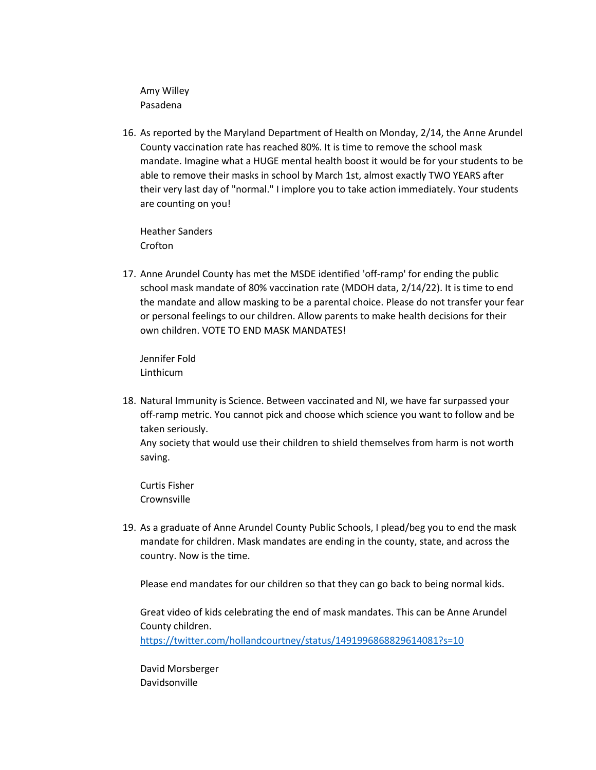Amy Willey
Pasadena

16. As reported by the Maryland Department of Health on Monday, 2/14, the Anne Arundel County vaccination rate has reached 80%. It is time to remove the school mask mandate. Imagine what a HUGE mental health boost it would be for your students to be able to remove their masks in school by March 1st, almost exactly TWO YEARS after their very last day of "normal." I implore you to take action immediately. Your students are counting on you!

    Heather Sanders
    Crofton

17. Anne Arundel County has met the MSDE identified 'off-ramp' for ending the public school mask mandate of 80% vaccination rate (MDOH data, 2/14/22). It is time to end the mandate and allow masking to be a parental choice. Please do not transfer your fear or personal feelings to our children. Allow parents to make health decisions for their own children. VOTE TO END MASK MANDATES!

    Jennifer Fold
    Linthicum

18. Natural Immunity is Science. Between vaccinated and NI, we have far surpassed your off-ramp metric. You cannot pick and choose which science you want to follow and be taken seriously.
    Any society that would use their children to shield themselves from harm is not worth saving.

    Curtis Fisher
    Crownsville

19. As a graduate of Anne Arundel County Public Schools, I plead/beg you to end the mask mandate for children. Mask mandates are ending in the county, state, and across the country. Now is the time.

    Please end mandates for our children so that they can go back to being normal kids.

    Great video of kids celebrating the end of mask mandates. This can be Anne Arundel County children.
    https://twitter.com/hollandcourtney/status/1491996868829614081?s=10

    David Morsberger
    Davidsonville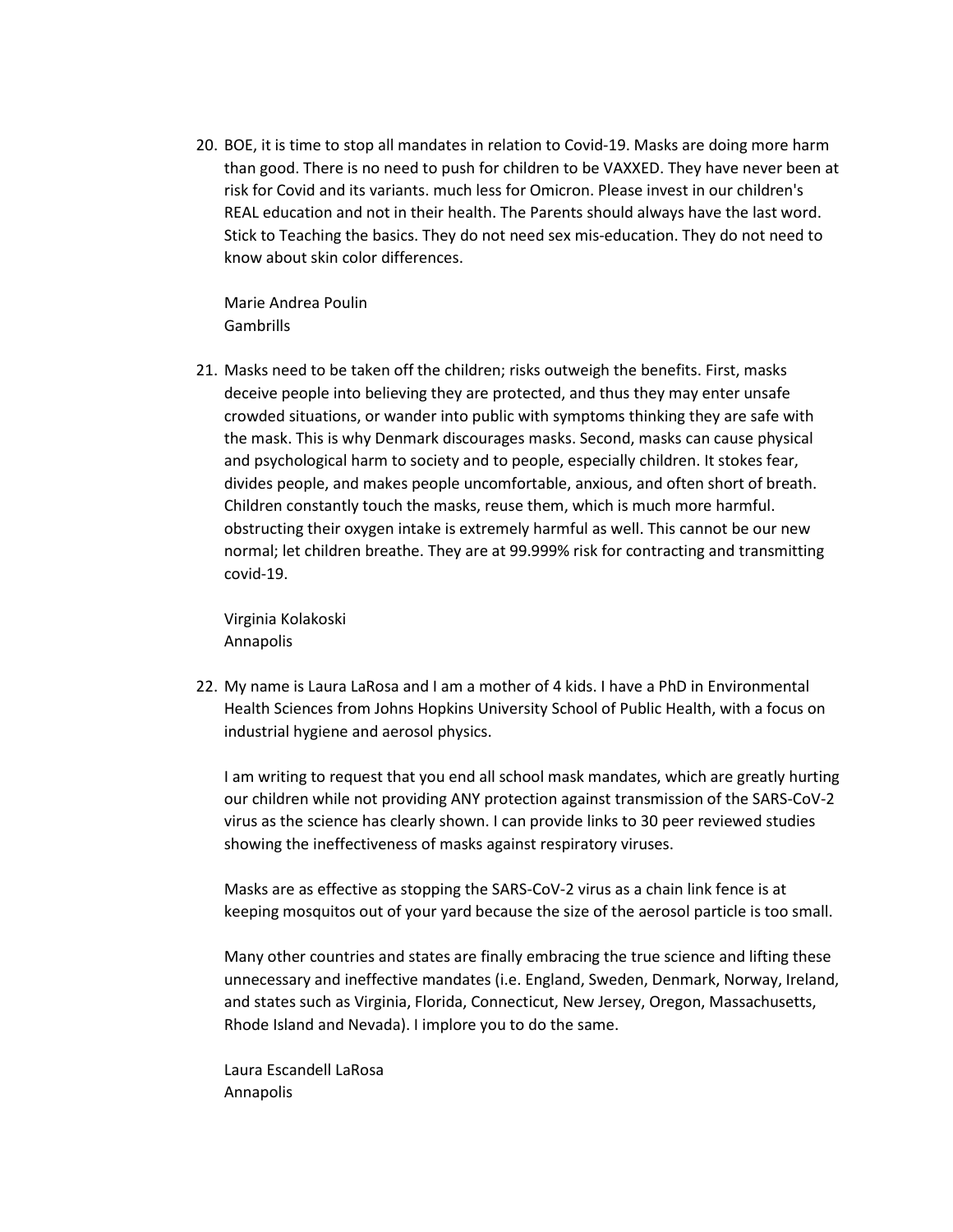20. BOE, it is time to stop all mandates in relation to Covid-19. Masks are doing more harm than good. There is no need to push for children to be VAXXED. They have never been at risk for Covid and its variants. much less for Omicron. Please invest in our children's REAL education and not in their health. The Parents should always have the last word. Stick to Teaching the basics. They do not need sex mis-education. They do not need to know about skin color differences.

    Marie Andrea Poulin
    Gambrills

21. Masks need to be taken off the children; risks outweigh the benefits. First, masks deceive people into believing they are protected, and thus they may enter unsafe crowded situations, or wander into public with symptoms thinking they are safe with the mask. This is why Denmark discourages masks. Second, masks can cause physical and psychological harm to society and to people, especially children. It stokes fear, divides people, and makes people uncomfortable, anxious, and often short of breath. Children constantly touch the masks, reuse them, which is much more harmful. obstructing their oxygen intake is extremely harmful as well. This cannot be our new normal; let children breathe. They are at 99.999% risk for contracting and transmitting covid-19.

    Virginia Kolakoski
    Annapolis

22. My name is Laura LaRosa and I am a mother of 4 kids. I have a PhD in Environmental Health Sciences from Johns Hopkins University School of Public Health, with a focus on industrial hygiene and aerosol physics.

    I am writing to request that you end all school mask mandates, which are greatly hurting our children while not providing ANY protection against transmission of the SARS-CoV-2 virus as the science has clearly shown. I can provide links to 30 peer reviewed studies showing the ineffectiveness of masks against respiratory viruses.

    Masks are as effective as stopping the SARS-CoV-2 virus as a chain link fence is at keeping mosquitos out of your yard because the size of the aerosol particle is too small.

    Many other countries and states are finally embracing the true science and lifting these unnecessary and ineffective mandates (i.e. England, Sweden, Denmark, Norway, Ireland, and states such as Virginia, Florida, Connecticut, New Jersey, Oregon, Massachusetts, Rhode Island and Nevada). I implore you to do the same.

    Laura Escandell LaRosa
    Annapolis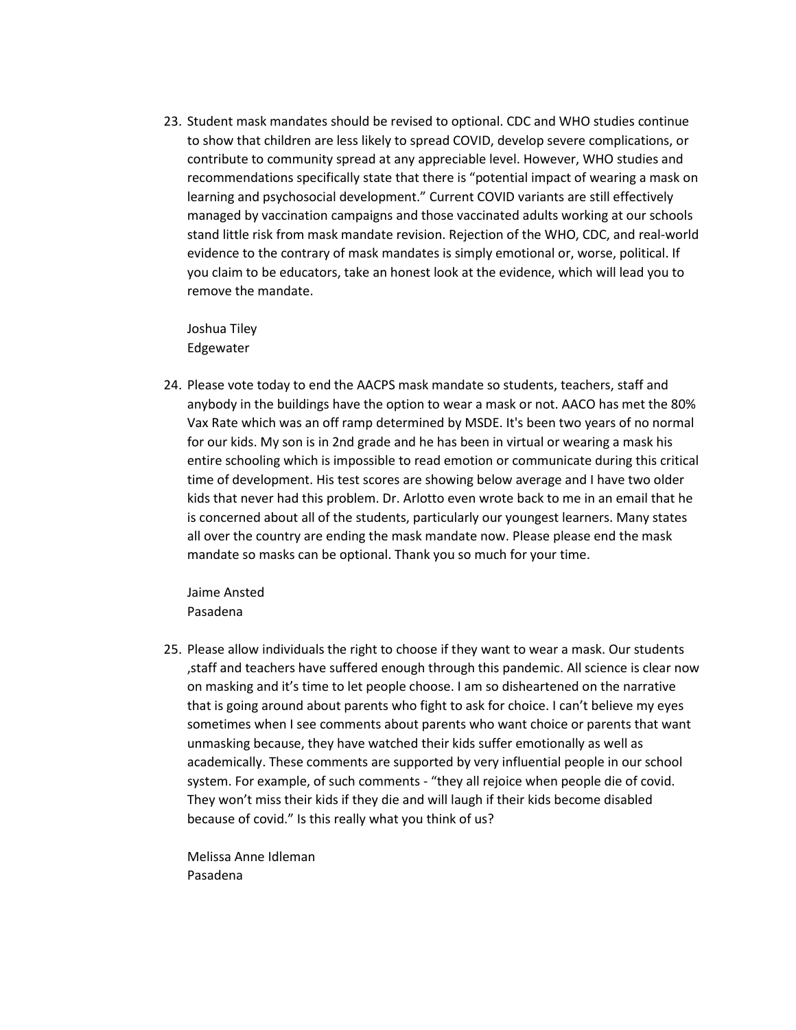23. Student mask mandates should be revised to optional. CDC and WHO studies continue to show that children are less likely to spread COVID, develop severe complications, or contribute to community spread at any appreciable level. However, WHO studies and recommendations specifically state that there is "potential impact of wearing a mask on learning and psychosocial development." Current COVID variants are still effectively managed by vaccination campaigns and those vaccinated adults working at our schools stand little risk from mask mandate revision. Rejection of the WHO, CDC, and real-world evidence to the contrary of mask mandates is simply emotional or, worse, political. If you claim to be educators, take an honest look at the evidence, which will lead you to remove the mandate.

    Joshua Tiley
    Edgewater

24. Please vote today to end the AACPS mask mandate so students, teachers, staff and anybody in the buildings have the option to wear a mask or not. AACO has met the 80% Vax Rate which was an off ramp determined by MSDE. It's been two years of no normal for our kids. My son is in 2nd grade and he has been in virtual or wearing a mask his entire schooling which is impossible to read emotion or communicate during this critical time of development. His test scores are showing below average and I have two older kids that never had this problem. Dr. Arlotto even wrote back to me in an email that he is concerned about all of the students, particularly our youngest learners. Many states all over the country are ending the mask mandate now. Please please end the mask mandate so masks can be optional. Thank you so much for your time.

    Jaime Ansted
    Pasadena

25. Please allow individuals the right to choose if they want to wear a mask. Our students ,staff and teachers have suffered enough through this pandemic. All science is clear now on masking and it's time to let people choose. I am so disheartened on the narrative that is going around about parents who fight to ask for choice. I can't believe my eyes sometimes when I see comments about parents who want choice or parents that want unmasking because, they have watched their kids suffer emotionally as well as academically. These comments are supported by very influential people in our school system. For example, of such comments - "they all rejoice when people die of covid. They won't miss their kids if they die and will laugh if their kids become disabled because of covid." Is this really what you think of us?

    Melissa Anne Idleman
    Pasadena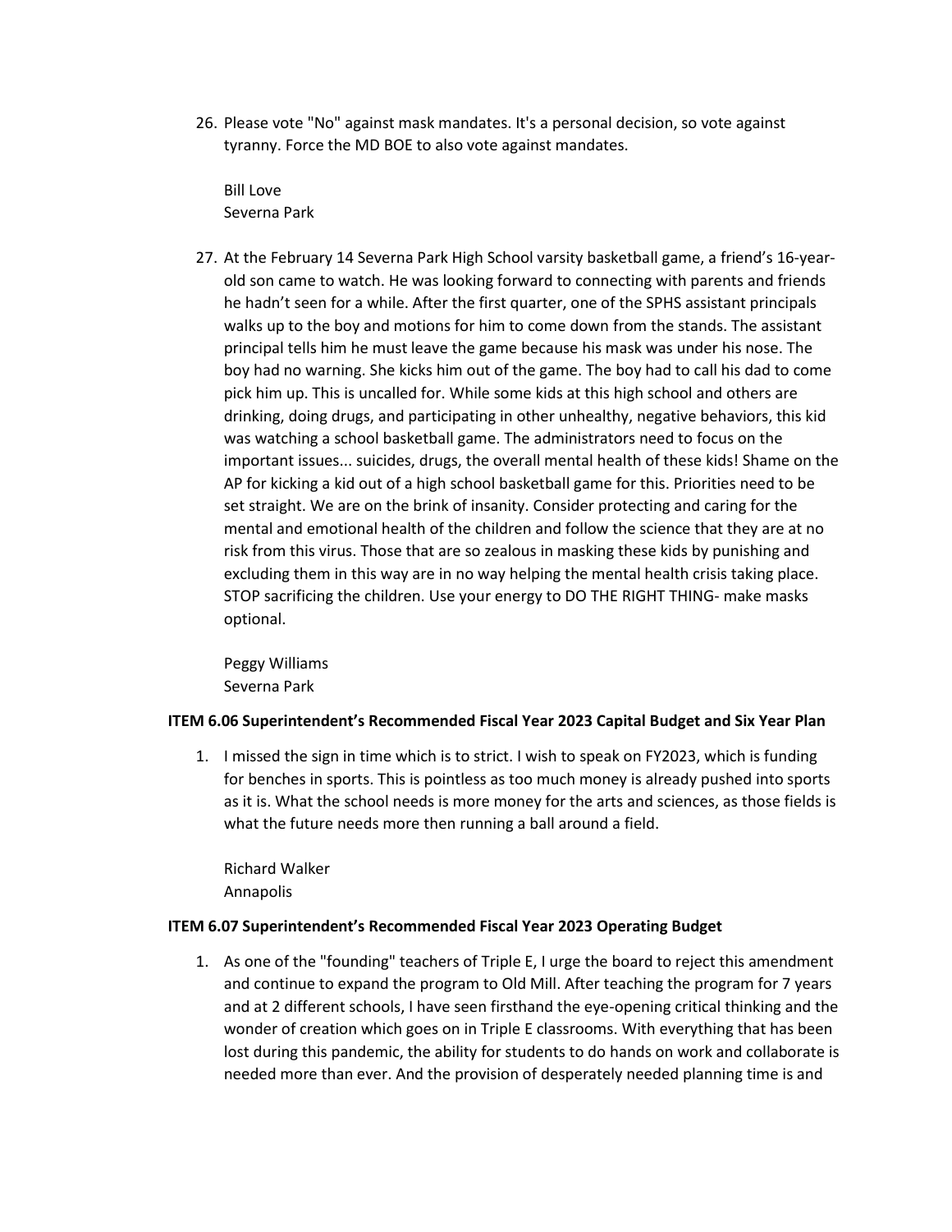26. Please vote "No" against mask mandates. It's a personal decision, so vote against tyranny. Force the MD BOE to also vote against mandates.

    Bill Love
    Severna Park

27. At the February 14 Severna Park High School varsity basketball game, a friend's 16-year-old son came to watch. He was looking forward to connecting with parents and friends he hadn't seen for a while. After the first quarter, one of the SPHS assistant principals walks up to the boy and motions for him to come down from the stands. The assistant principal tells him he must leave the game because his mask was under his nose. The boy had no warning. She kicks him out of the game. The boy had to call his dad to come pick him up. This is uncalled for. While some kids at this high school and others are drinking, doing drugs, and participating in other unhealthy, negative behaviors, this kid was watching a school basketball game. The administrators need to focus on the important issues... suicides, drugs, the overall mental health of these kids! Shame on the AP for kicking a kid out of a high school basketball game for this. Priorities need to be set straight. We are on the brink of insanity. Consider protecting and caring for the mental and emotional health of the children and follow the science that they are at no risk from this virus. Those that are so zealous in masking these kids by punishing and excluding them in this way are in no way helping the mental health crisis taking place. STOP sacrificing the children. Use your energy to DO THE RIGHT THING- make masks optional.

    Peggy Williams
    Severna Park

**ITEM 6.06 Superintendent's Recommended Fiscal Year 2023 Capital Budget and Six Year Plan**

1. I missed the sign in time which is to strict. I wish to speak on FY2023, which is funding for benches in sports. This is pointless as too much money is already pushed into sports as it is. What the school needs is more money for the arts and sciences, as those fields is what the future needs more then running a ball around a field.

   Richard Walker
   Annapolis

**ITEM 6.07 Superintendent's Recommended Fiscal Year 2023 Operating Budget**

1. As one of the "founding" teachers of Triple E, I urge the board to reject this amendment and continue to expand the program to Old Mill. After teaching the program for 7 years and at 2 different schools, I have seen firsthand the eye-opening critical thinking and the wonder of creation which goes on in Triple E classrooms. With everything that has been lost during this pandemic, the ability for students to do hands on work and collaborate is needed more than ever. And the provision of desperately needed planning time is and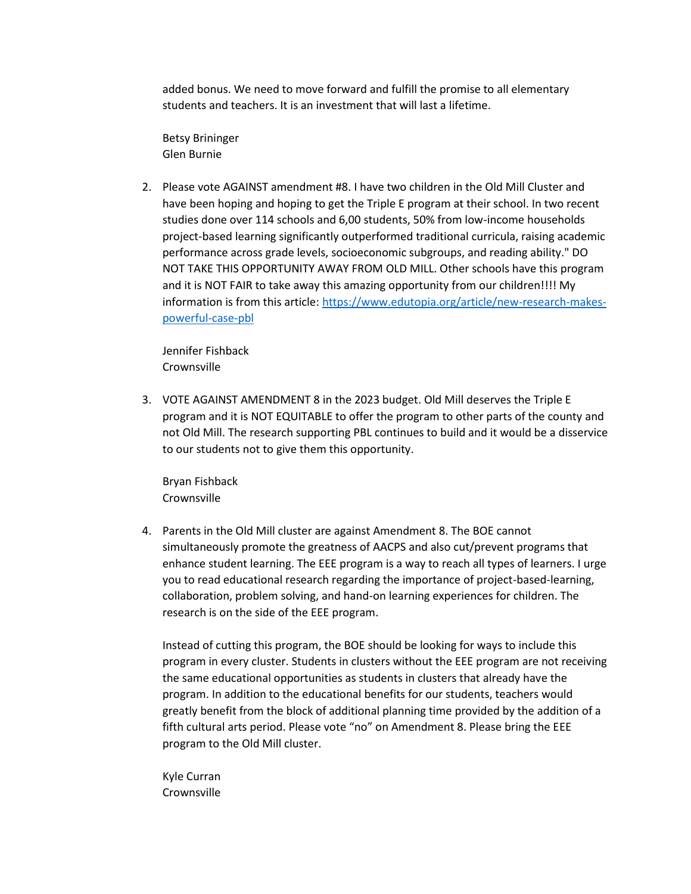added bonus. We need to move forward and fulfill the promise to all elementary students and teachers. It is an investment that will last a lifetime.

Betsy Brininger
Glen Burnie

2. Please vote AGAINST amendment #8. I have two children in the Old Mill Cluster and have been hoping and hoping to get the Triple E program at their school. In two recent studies done over 114 schools and 6,00 students, 50% from low-income households project-based learning significantly outperformed traditional curricula, raising academic performance across grade levels, socioeconomic subgroups, and reading ability." DO NOT TAKE THIS OPPORTUNITY AWAY FROM OLD MILL. Other schools have this program and it is NOT FAIR to take away this amazing opportunity from our children!!!! My information is from this article: [https://www.edutopia.org/article/new-research-makes-powerful-case-pbl](https://www.edutopia.org/article/new-research-makes-powerful-case-pbl)

   Jennifer Fishback
   Crownsville

3. VOTE AGAINST AMENDMENT 8 in the 2023 budget. Old Mill deserves the Triple E program and it is NOT EQUITABLE to offer the program to other parts of the county and not Old Mill. The research supporting PBL continues to build and it would be a disservice to our students not to give them this opportunity.

   Bryan Fishback
   Crownsville

4. Parents in the Old Mill cluster are against Amendment 8. The BOE cannot simultaneously promote the greatness of AACPS and also cut/prevent programs that enhance student learning. The EEE program is a way to reach all types of learners. I urge you to read educational research regarding the importance of project-based-learning, collaboration, problem solving, and hand-on learning experiences for children. The research is on the side of the EEE program.

   Instead of cutting this program, the BOE should be looking for ways to include this program in every cluster. Students in clusters without the EEE program are not receiving the same educational opportunities as students in clusters that already have the program. In addition to the educational benefits for our students, teachers would greatly benefit from the block of additional planning time provided by the addition of a fifth cultural arts period. Please vote "no" on Amendment 8. Please bring the EEE program to the Old Mill cluster.

   Kyle Curran
   Crownsville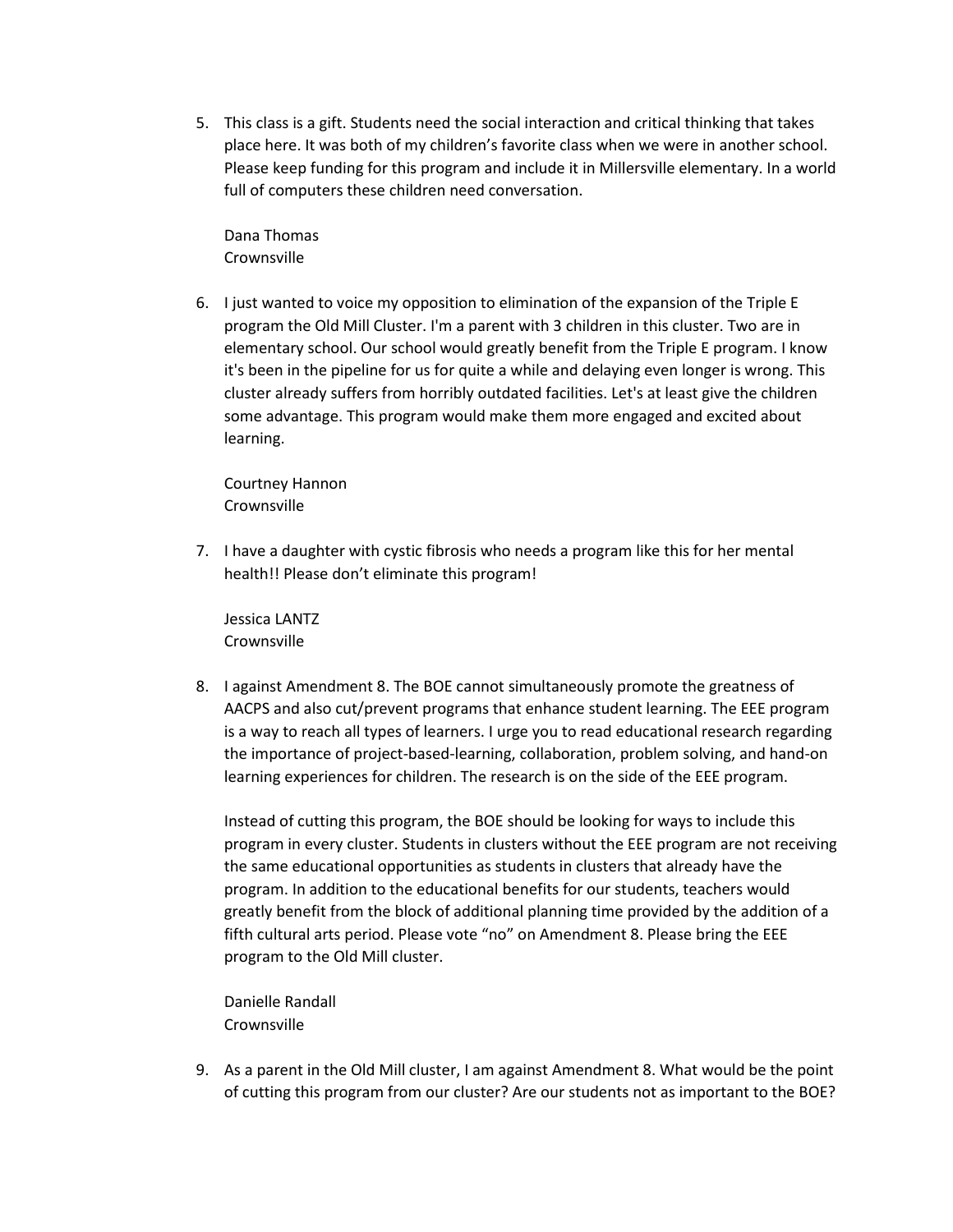5. This class is a gift. Students need the social interaction and critical thinking that takes place here. It was both of my children's favorite class when we were in another school. Please keep funding for this program and include it in Millersville elementary. In a world full of computers these children need conversation.

   Dana Thomas
   Crownsville

6. I just wanted to voice my opposition to elimination of the expansion of the Triple E program the Old Mill Cluster. I'm a parent with 3 children in this cluster. Two are in elementary school. Our school would greatly benefit from the Triple E program. I know it's been in the pipeline for us for quite a while and delaying even longer is wrong. This cluster already suffers from horribly outdated facilities. Let's at least give the children some advantage. This program would make them more engaged and excited about learning.

   Courtney Hannon
   Crownsville

7. I have a daughter with cystic fibrosis who needs a program like this for her mental health!! Please don't eliminate this program!

   Jessica LANTZ
   Crownsville

8. I against Amendment 8. The BOE cannot simultaneously promote the greatness of AACPS and also cut/prevent programs that enhance student learning. The EEE program is a way to reach all types of learners. I urge you to read educational research regarding the importance of project-based-learning, collaboration, problem solving, and hand-on learning experiences for children. The research is on the side of the EEE program.

   Instead of cutting this program, the BOE should be looking for ways to include this program in every cluster. Students in clusters without the EEE program are not receiving the same educational opportunities as students in clusters that already have the program. In addition to the educational benefits for our students, teachers would greatly benefit from the block of additional planning time provided by the addition of a fifth cultural arts period. Please vote "no" on Amendment 8. Please bring the EEE program to the Old Mill cluster.

   Danielle Randall
   Crownsville

9. As a parent in the Old Mill cluster, I am against Amendment 8. What would be the point of cutting this program from our cluster? Are our students not as important to the BOE?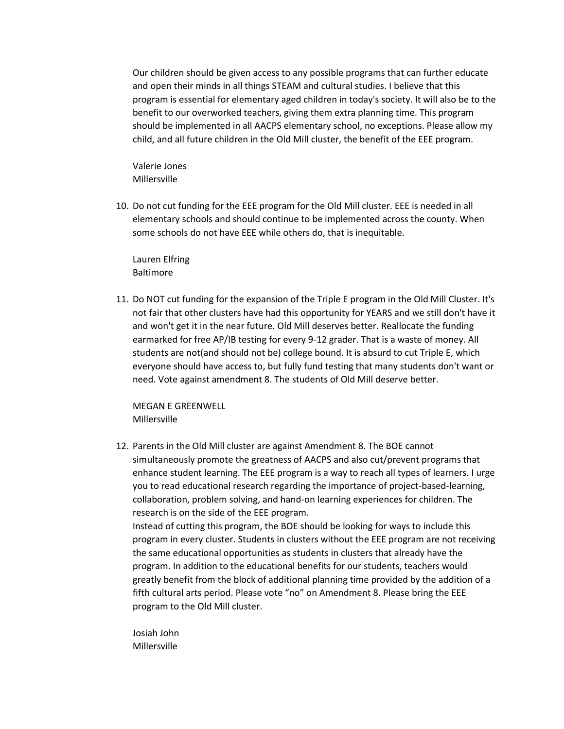Our children should be given access to any possible programs that can further educate and open their minds in all things STEAM and cultural studies. I believe that this program is essential for elementary aged children in today's society. It will also be to the benefit to our overworked teachers, giving them extra planning time. This program should be implemented in all AACPS elementary school, no exceptions. Please allow my child, and all future children in the Old Mill cluster, the benefit of the EEE program.

Valerie Jones
Millersville

10. Do not cut funding for the EEE program for the Old Mill cluster. EEE is needed in all elementary schools and should continue to be implemented across the county. When some schools do not have EEE while others do, that is inequitable.

    Lauren Elfring
    Baltimore

11. Do NOT cut funding for the expansion of the Triple E program in the Old Mill Cluster. It's not fair that other clusters have had this opportunity for YEARS and we still don't have it and won't get it in the near future. Old Mill deserves better. Reallocate the funding earmarked for free AP/IB testing for every 9-12 grader. That is a waste of money. All students are not(and should not be) college bound. It is absurd to cut Triple E, which everyone should have access to, but fully fund testing that many students don't want or need. Vote against amendment 8. The students of Old Mill deserve better.

    MEGAN E GREENWELL
    Millersville

12. Parents in the Old Mill cluster are against Amendment 8. The BOE cannot simultaneously promote the greatness of AACPS and also cut/prevent programs that enhance student learning. The EEE program is a way to reach all types of learners. I urge you to read educational research regarding the importance of project-based-learning, collaboration, problem solving, and hand-on learning experiences for children. The research is on the side of the EEE program.
    Instead of cutting this program, the BOE should be looking for ways to include this program in every cluster. Students in clusters without the EEE program are not receiving the same educational opportunities as students in clusters that already have the program. In addition to the educational benefits for our students, teachers would greatly benefit from the block of additional planning time provided by the addition of a fifth cultural arts period. Please vote "no" on Amendment 8. Please bring the EEE program to the Old Mill cluster.

    Josiah John
    Millersville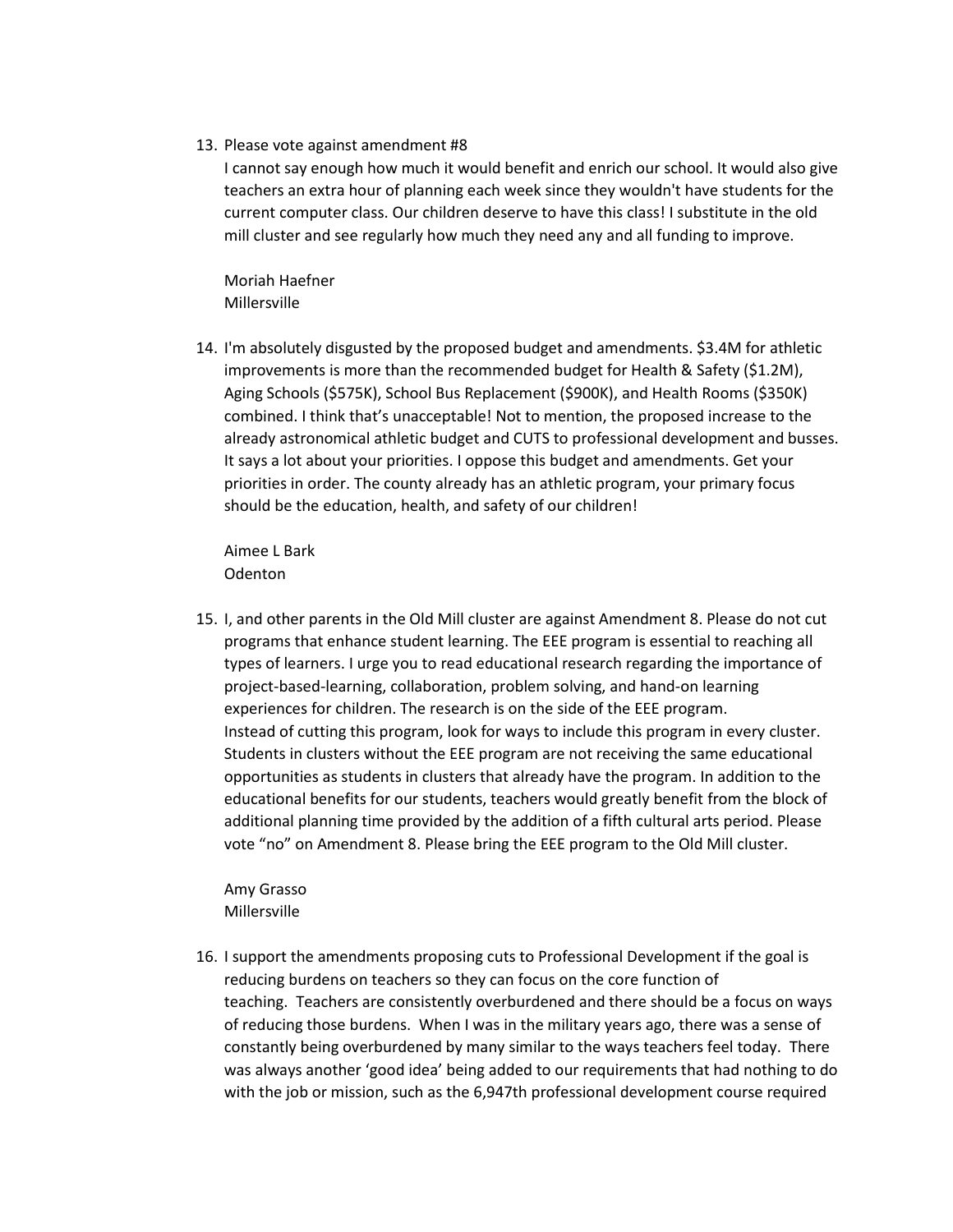13. Please vote against amendment #8
    I cannot say enough how much it would benefit and enrich our school. It would also give teachers an extra hour of planning each week since they wouldn't have students for the current computer class. Our children deserve to have this class! I substitute in the old mill cluster and see regularly how much they need any and all funding to improve.

    Moriah Haefner
    Millersville

14. I'm absolutely disgusted by the proposed budget and amendments. $3.4M for athletic improvements is more than the recommended budget for Health & Safety ($1.2M), Aging Schools ($575K), School Bus Replacement ($900K), and Health Rooms ($350K) combined. I think that's unacceptable! Not to mention, the proposed increase to the already astronomical athletic budget and CUTS to professional development and busses. It says a lot about your priorities. I oppose this budget and amendments. Get your priorities in order. The county already has an athletic program, your primary focus should be the education, health, and safety of our children!

    Aimee L Bark
    Odenton

15. I, and other parents in the Old Mill cluster are against Amendment 8. Please do not cut programs that enhance student learning. The EEE program is essential to reaching all types of learners. I urge you to read educational research regarding the importance of project-based-learning, collaboration, problem solving, and hand-on learning experiences for children. The research is on the side of the EEE program.
    Instead of cutting this program, look for ways to include this program in every cluster. Students in clusters without the EEE program are not receiving the same educational opportunities as students in clusters that already have the program. In addition to the educational benefits for our students, teachers would greatly benefit from the block of additional planning time provided by the addition of a fifth cultural arts period. Please vote "no" on Amendment 8. Please bring the EEE program to the Old Mill cluster.

    Amy Grasso
    Millersville

16. I support the amendments proposing cuts to Professional Development if the goal is reducing burdens on teachers so they can focus on the core function of teaching. Teachers are consistently overburdened and there should be a focus on ways of reducing those burdens. When I was in the military years ago, there was a sense of constantly being overburdened by many similar to the ways teachers feel today. There was always another 'good idea' being added to our requirements that had nothing to do with the job or mission, such as the 6,947th professional development course required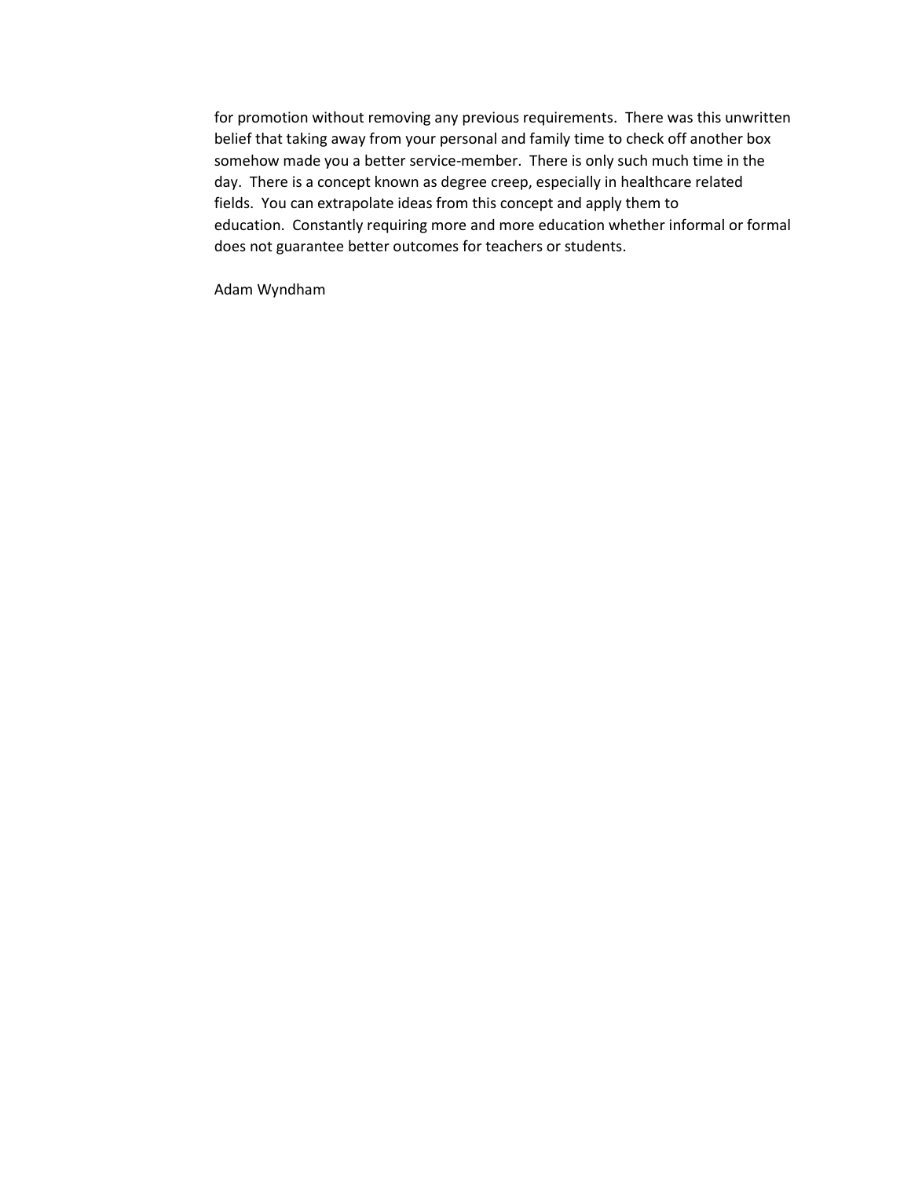for promotion without removing any previous requirements. There was this unwritten belief that taking away from your personal and family time to check off another box somehow made you a better service-member. There is only such much time in the day. There is a concept known as degree creep, especially in healthcare related fields. You can extrapolate ideas from this concept and apply them to education. Constantly requiring more and more education whether informal or formal does not guarantee better outcomes for teachers or students.

Adam Wyndham